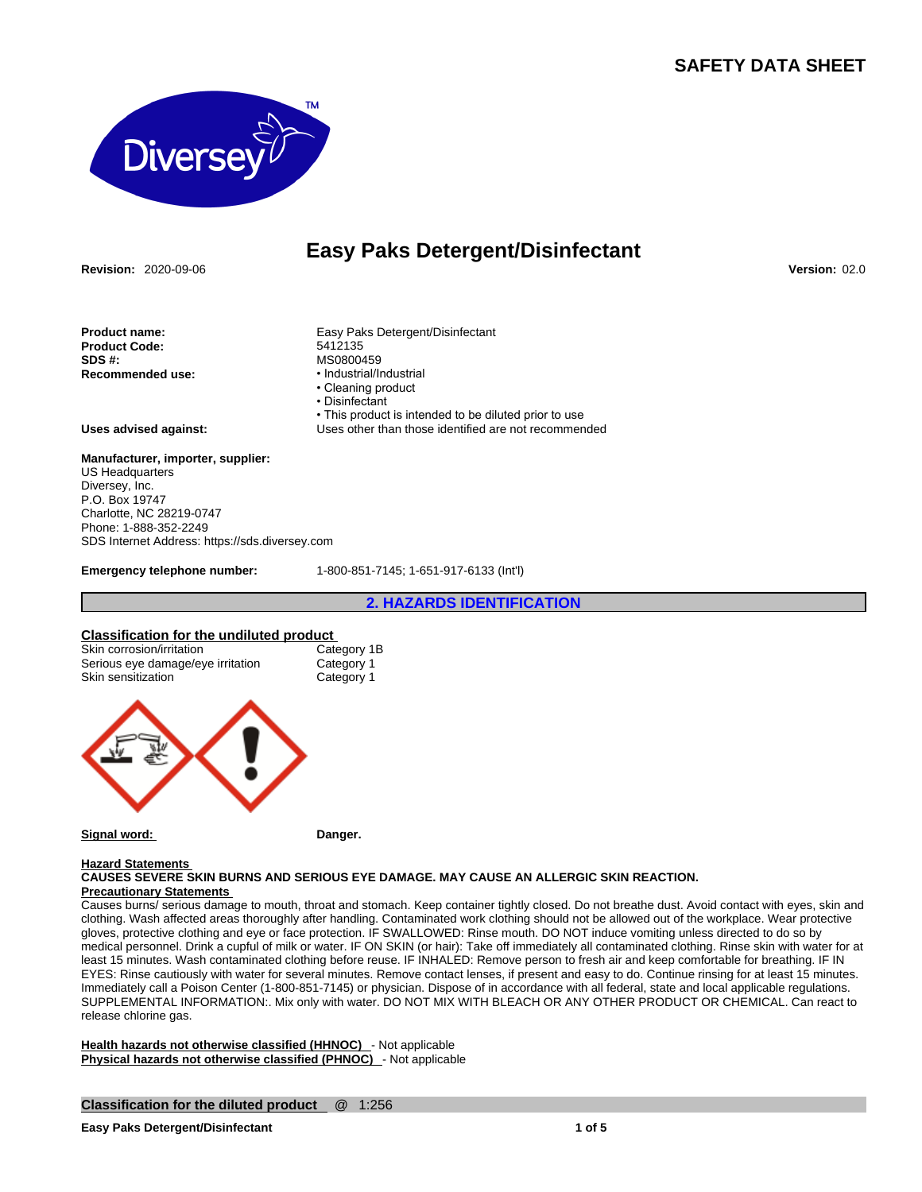# SAFETY DATA SHEET

## Easy Paks Detergent/Disinfectant

**Revision:** 2020-09-06

**Version:** 02.0

**Product name:** Easy Paks Detergent/Disinfectant
**Product Code:** 5412135
**SDS #:** MS0800459
**Recommended use:**
- Industrial/Industrial
- Cleaning product
- Disinfectant
- This product is intended to be diluted prior to use

**Uses advised against:** Uses other than those identified are not recommended

**Manufacturer, importer, supplier:**
US Headquarters
Diversey, Inc.
P.O. Box 19747
Charlotte, NC 28219-0747
Phone: 1-888-352-2249
SDS Internet Address: https://sds.diversey.com

**Emergency telephone number:** 1-800-851-7145; 1-651-917-6133 (Int'l)

## 2. HAZARDS IDENTIFICATION

**Classification for the undiluted product**

| | |
|---|---|
| Skin corrosion/irritation | Category 1B |
| Serious eye damage/eye irritation | Category 1 |
| Skin sensitization | Category 1 |

**Signal word:** **Danger.**

**Hazard Statements**

**CAUSES SEVERE SKIN BURNS AND SERIOUS EYE DAMAGE. MAY CAUSE AN ALLERGIC SKIN REACTION.**

**Precautionary Statements**

Causes burns/ serious damage to mouth, throat and stomach. Keep container tightly closed. Do not breathe dust. Avoid contact with eyes, skin and clothing. Wash affected areas thoroughly after handling. Contaminated work clothing should not be allowed out of the workplace. Wear protective gloves, protective clothing and eye or face protection. IF SWALLOWED: Rinse mouth. DO NOT induce vomiting unless directed to do so by medical personnel. Drink a cupful of milk or water. IF ON SKIN (or hair): Take off immediately all contaminated clothing. Rinse skin with water for at least 15 minutes. Wash contaminated clothing before reuse. IF INHALED: Remove person to fresh air and keep comfortable for breathing. IF IN EYES: Rinse cautiously with water for several minutes. Remove contact lenses, if present and easy to do. Continue rinsing for at least 15 minutes. Immediately call a Poison Center (1-800-851-7145) or physician. Dispose of in accordance with all federal, state and local applicable regulations. SUPPLEMENTAL INFORMATION:. Mix only with water. DO NOT MIX WITH BLEACH OR ANY OTHER PRODUCT OR CHEMICAL. Can react to release chlorine gas.

**Health hazards not otherwise classified (HHNOC)** - Not applicable
**Physical hazards not otherwise classified (PHNOC)** - Not applicable

**Classification for the diluted product** @ 1:256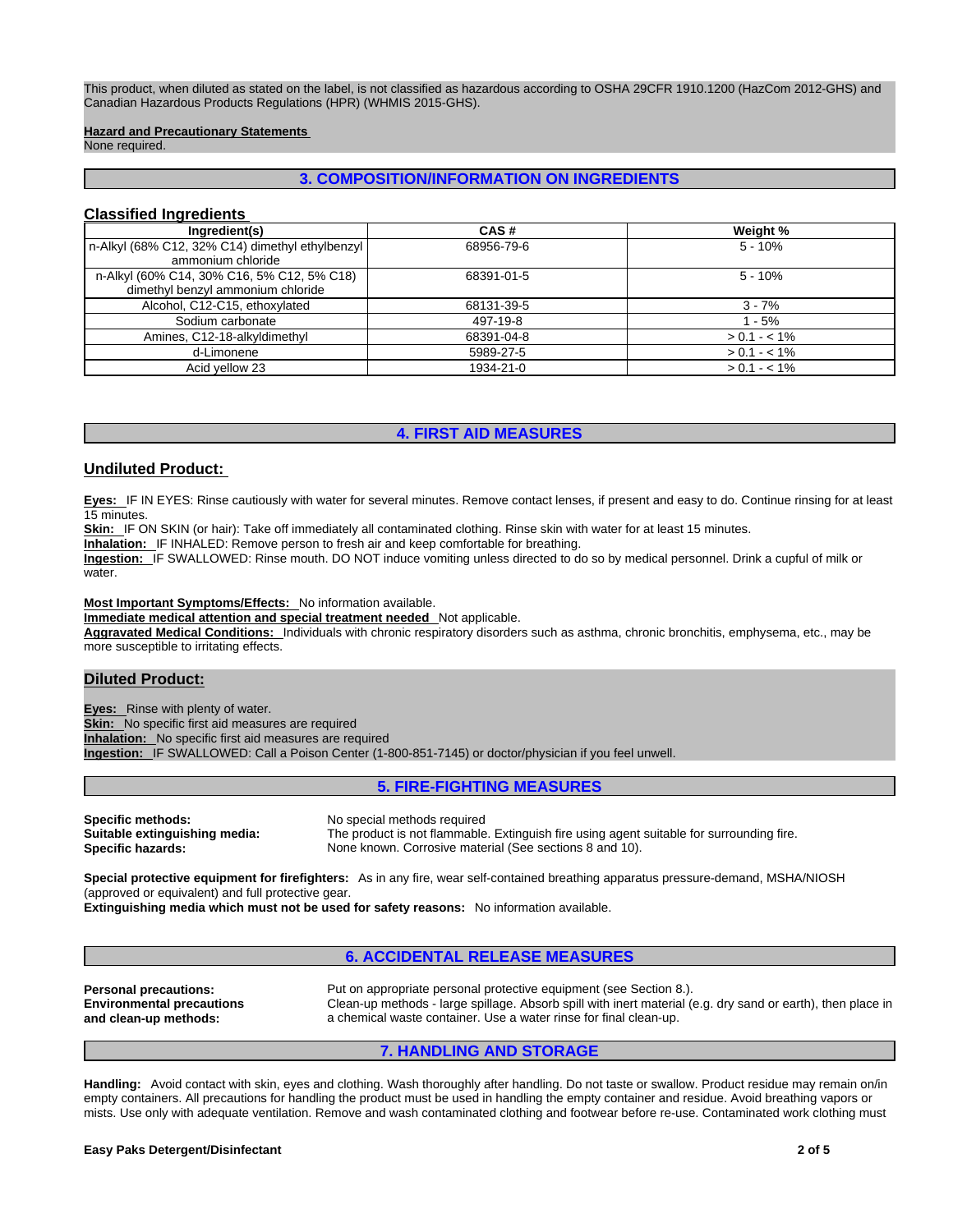This product, when diluted as stated on the label, is not classified as hazardous according to OSHA 29CFR 1910.1200 (HazCom 2012-GHS) and Canadian Hazardous Products Regulations (HPR) (WHMIS 2015-GHS).

**Hazard and Precautionary Statements**
None required.

## 3. COMPOSITION/INFORMATION ON INGREDIENTS

### Classified Ingredients

| Ingredient(s) | CAS # | Weight % |
|---|---|---|
| n-Alkyl (68% C12, 32% C14) dimethyl ethylbenzyl ammonium chloride | 68956-79-6 | 5 - 10% |
| n-Alkyl (60% C14, 30% C16, 5% C12, 5% C18) dimethyl benzyl ammonium chloride | 68391-01-5 | 5 - 10% |
| Alcohol, C12-C15, ethoxylated | 68131-39-5 | 3 - 7% |
| Sodium carbonate | 497-19-8 | 1 - 5% |
| Amines, C12-18-alkyldimethyl | 68391-04-8 | > 0.1 - < 1% |
| d-Limonene | 5989-27-5 | > 0.1 - < 1% |
| Acid yellow 23 | 1934-21-0 | > 0.1 - < 1% |

## 4. FIRST AID MEASURES

### Undiluted Product:

**Eyes:** IF IN EYES: Rinse cautiously with water for several minutes. Remove contact lenses, if present and easy to do. Continue rinsing for at least 15 minutes.
**Skin:** IF ON SKIN (or hair): Take off immediately all contaminated clothing. Rinse skin with water for at least 15 minutes.
**Inhalation:** IF INHALED: Remove person to fresh air and keep comfortable for breathing.
**Ingestion:** IF SWALLOWED: Rinse mouth. DO NOT induce vomiting unless directed to do so by medical personnel. Drink a cupful of milk or water.

**Most Important Symptoms/Effects:** No information available.
**Immediate medical attention and special treatment needed** Not applicable.
**Aggravated Medical Conditions:** Individuals with chronic respiratory disorders such as asthma, chronic bronchitis, emphysema, etc., may be more susceptible to irritating effects.

### Diluted Product:

**Eyes:** Rinse with plenty of water.
**Skin:** No specific first aid measures are required
**Inhalation:** No specific first aid measures are required
**Ingestion:** IF SWALLOWED: Call a Poison Center (1-800-851-7145) or doctor/physician if you feel unwell.

## 5. FIRE-FIGHTING MEASURES

**Specific methods:** No special methods required
**Suitable extinguishing media:** The product is not flammable. Extinguish fire using agent suitable for surrounding fire.
**Specific hazards:** None known. Corrosive material (See sections 8 and 10).

**Special protective equipment for firefighters:** As in any fire, wear self-contained breathing apparatus pressure-demand, MSHA/NIOSH (approved or equivalent) and full protective gear.
**Extinguishing media which must not be used for safety reasons:** No information available.

## 6. ACCIDENTAL RELEASE MEASURES

**Personal precautions:** Put on appropriate personal protective equipment (see Section 8.).
**Environmental precautions and clean-up methods:** Clean-up methods - large spillage. Absorb spill with inert material (e.g. dry sand or earth), then place in a chemical waste container. Use a water rinse for final clean-up.

## 7. HANDLING AND STORAGE

**Handling:** Avoid contact with skin, eyes and clothing. Wash thoroughly after handling. Do not taste or swallow. Product residue may remain on/in empty containers. All precautions for handling the product must be used in handling the empty container and residue. Avoid breathing vapors or mists. Use only with adequate ventilation. Remove and wash contaminated clothing and footwear before re-use. Contaminated work clothing must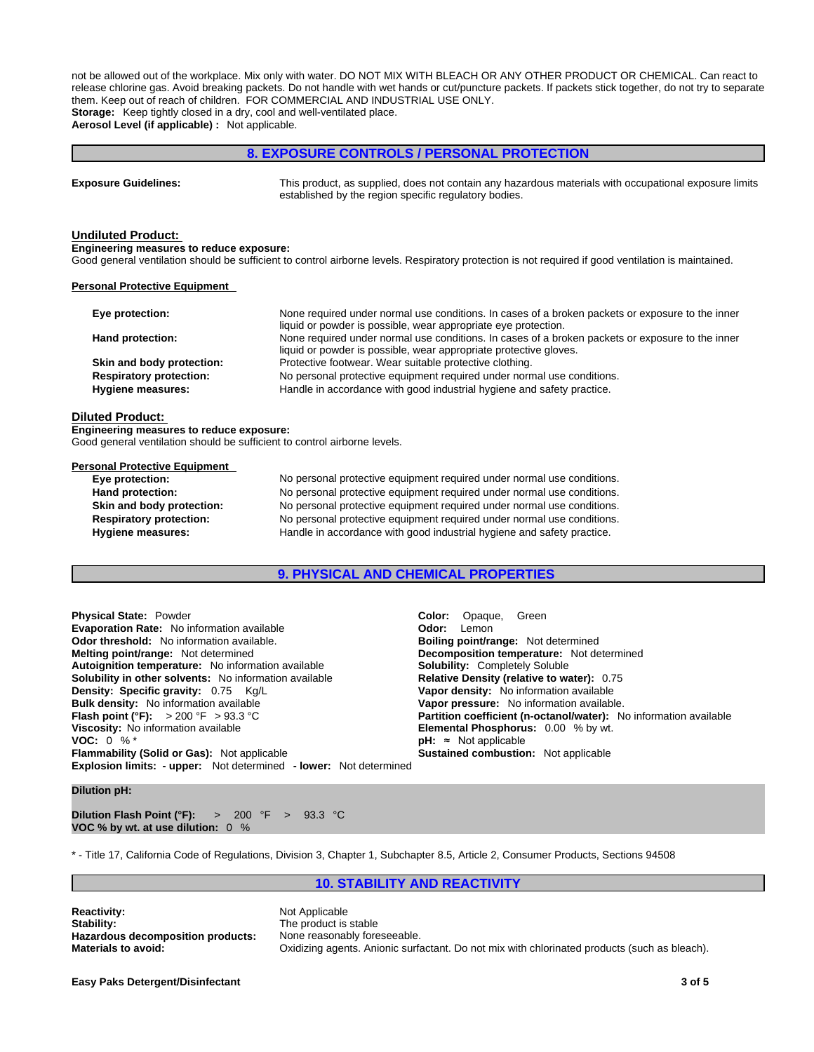not be allowed out of the workplace. Mix only with water. DO NOT MIX WITH BLEACH OR ANY OTHER PRODUCT OR CHEMICAL. Can react to release chlorine gas. Avoid breaking packets. Do not handle with wet hands or cut/puncture packets. If packets stick together, do not try to separate them. Keep out of reach of children. FOR COMMERCIAL AND INDUSTRIAL USE ONLY.
**Storage:** Keep tightly closed in a dry, cool and well-ventilated place.
**Aerosol Level (if applicable) :** Not applicable.

## 8. EXPOSURE CONTROLS / PERSONAL PROTECTION

**Exposure Guidelines:** This product, as supplied, does not contain any hazardous materials with occupational exposure limits established by the region specific regulatory bodies.

### Undiluted Product:

**Engineering measures to reduce exposure:**
Good general ventilation should be sufficient to control airborne levels. Respiratory protection is not required if good ventilation is maintained.

**Personal Protective Equipment**

| | |
|---|---|
| **Eye protection:** | None required under normal use conditions. In cases of a broken packets or exposure to the inner liquid or powder is possible, wear appropriate eye protection. |
| **Hand protection:** | None required under normal use conditions. In cases of a broken packets or exposure to the inner liquid or powder is possible, wear appropriate protective gloves. |
| **Skin and body protection:** | Protective footwear. Wear suitable protective clothing. |
| **Respiratory protection:** | No personal protective equipment required under normal use conditions. |
| **Hygiene measures:** | Handle in accordance with good industrial hygiene and safety practice. |

### Diluted Product:

**Engineering measures to reduce exposure:**
Good general ventilation should be sufficient to control airborne levels.

**Personal Protective Equipment**

| | |
|---|---|
| **Eye protection:** | No personal protective equipment required under normal use conditions. |
| **Hand protection:** | No personal protective equipment required under normal use conditions. |
| **Skin and body protection:** | No personal protective equipment required under normal use conditions. |
| **Respiratory protection:** | No personal protective equipment required under normal use conditions. |
| **Hygiene measures:** | Handle in accordance with good industrial hygiene and safety practice. |

## 9. PHYSICAL AND CHEMICAL PROPERTIES

**Physical State:** Powder
**Evaporation Rate:** No information available
**Odor threshold:** No information available.
**Melting point/range:** Not determined
**Autoignition temperature:** No information available
**Solubility in other solvents:** No information available
**Density: Specific gravity:** 0.75 Kg/L
**Bulk density:** No information available
**Flash point (°F):** > 200 °F > 93.3 °C
**Viscosity:** No information available
**VOC:** 0 % *
**Flammability (Solid or Gas):** Not applicable
**Explosion limits: - upper:** Not determined **- lower:** Not determined

**Color:** Opaque, Green
**Odor:** Lemon
**Boiling point/range:** Not determined
**Decomposition temperature:** Not determined
**Solubility:** Completely Soluble
**Relative Density (relative to water):** 0.75
**Vapor density:** No information available
**Vapor pressure:** No information available.
**Partition coefficient (n-octanol/water):** No information available
**Elemental Phosphorus:** 0.00 % by wt.
**pH:** ≈ Not applicable
**Sustained combustion:** Not applicable

**Dilution pH:**

**Dilution Flash Point (°F):** > 200 °F > 93.3 °C
**VOC % by wt. at use dilution:** 0 %

* - Title 17, California Code of Regulations, Division 3, Chapter 1, Subchapter 8.5, Article 2, Consumer Products, Sections 94508

## 10. STABILITY AND REACTIVITY

| | |
|---|---|
| **Reactivity:** | Not Applicable |
| **Stability:** | The product is stable |
| **Hazardous decomposition products:** | None reasonably foreseeable. |
| **Materials to avoid:** | Oxidizing agents. Anionic surfactant. Do not mix with chlorinated products (such as bleach). |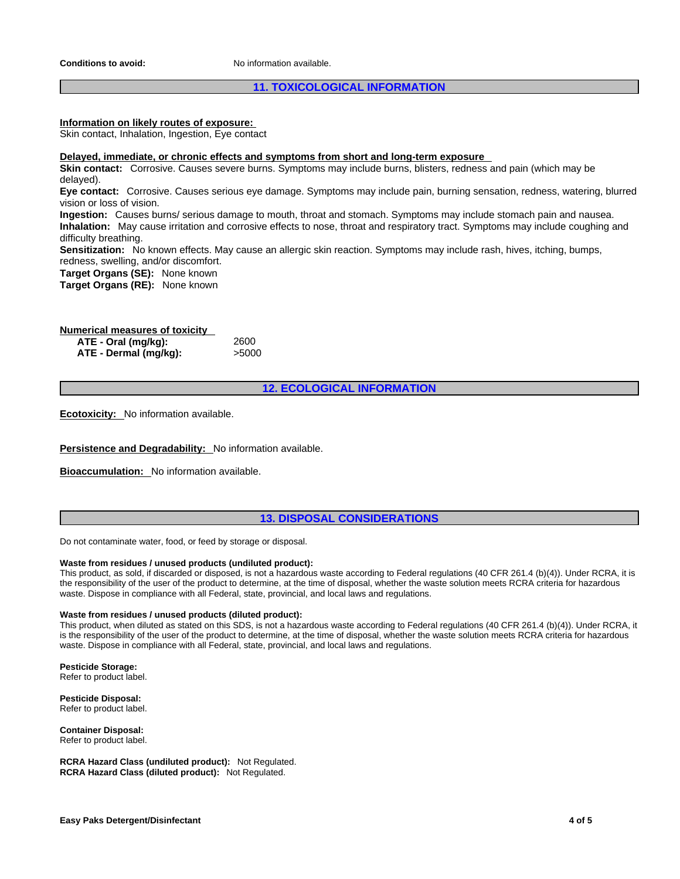**Conditions to avoid:** No information available.

## 11. TOXICOLOGICAL INFORMATION

**Information on likely routes of exposure:**
Skin contact, Inhalation, Ingestion, Eye contact

**Delayed, immediate, or chronic effects and symptoms from short and long-term exposure**
**Skin contact:** Corrosive. Causes severe burns. Symptoms may include burns, blisters, redness and pain (which may be delayed).
**Eye contact:** Corrosive. Causes serious eye damage. Symptoms may include pain, burning sensation, redness, watering, blurred vision or loss of vision.
**Ingestion:** Causes burns/ serious damage to mouth, throat and stomach. Symptoms may include stomach pain and nausea.
**Inhalation:** May cause irritation and corrosive effects to nose, throat and respiratory tract. Symptoms may include coughing and difficulty breathing.
**Sensitization:** No known effects. May cause an allergic skin reaction. Symptoms may include rash, hives, itching, bumps, redness, swelling, and/or discomfort.
**Target Organs (SE):** None known
**Target Organs (RE):** None known

**Numerical measures of toxicity**

| | |
|---|---|
| **ATE - Oral (mg/kg):** | 2600 |
| **ATE - Dermal (mg/kg):** | >5000 |

## 12. ECOLOGICAL INFORMATION

**Ecotoxicity:** No information available.

**Persistence and Degradability:** No information available.

**Bioaccumulation:** No information available.

## 13. DISPOSAL CONSIDERATIONS

Do not contaminate water, food, or feed by storage or disposal.

**Waste from residues / unused products (undiluted product):**
This product, as sold, if discarded or disposed, is not a hazardous waste according to Federal regulations (40 CFR 261.4 (b)(4)). Under RCRA, it is the responsibility of the user of the product to determine, at the time of disposal, whether the waste solution meets RCRA criteria for hazardous waste. Dispose in compliance with all Federal, state, provincial, and local laws and regulations.

**Waste from residues / unused products (diluted product):**
This product, when diluted as stated on this SDS, is not a hazardous waste according to Federal regulations (40 CFR 261.4 (b)(4)). Under RCRA, it is the responsibility of the user of the product to determine, at the time of disposal, whether the waste solution meets RCRA criteria for hazardous waste. Dispose in compliance with all Federal, state, provincial, and local laws and regulations.

**Pesticide Storage:**
Refer to product label.

**Pesticide Disposal:**
Refer to product label.

**Container Disposal:**
Refer to product label.

**RCRA Hazard Class (undiluted product):** Not Regulated.
**RCRA Hazard Class (diluted product):** Not Regulated.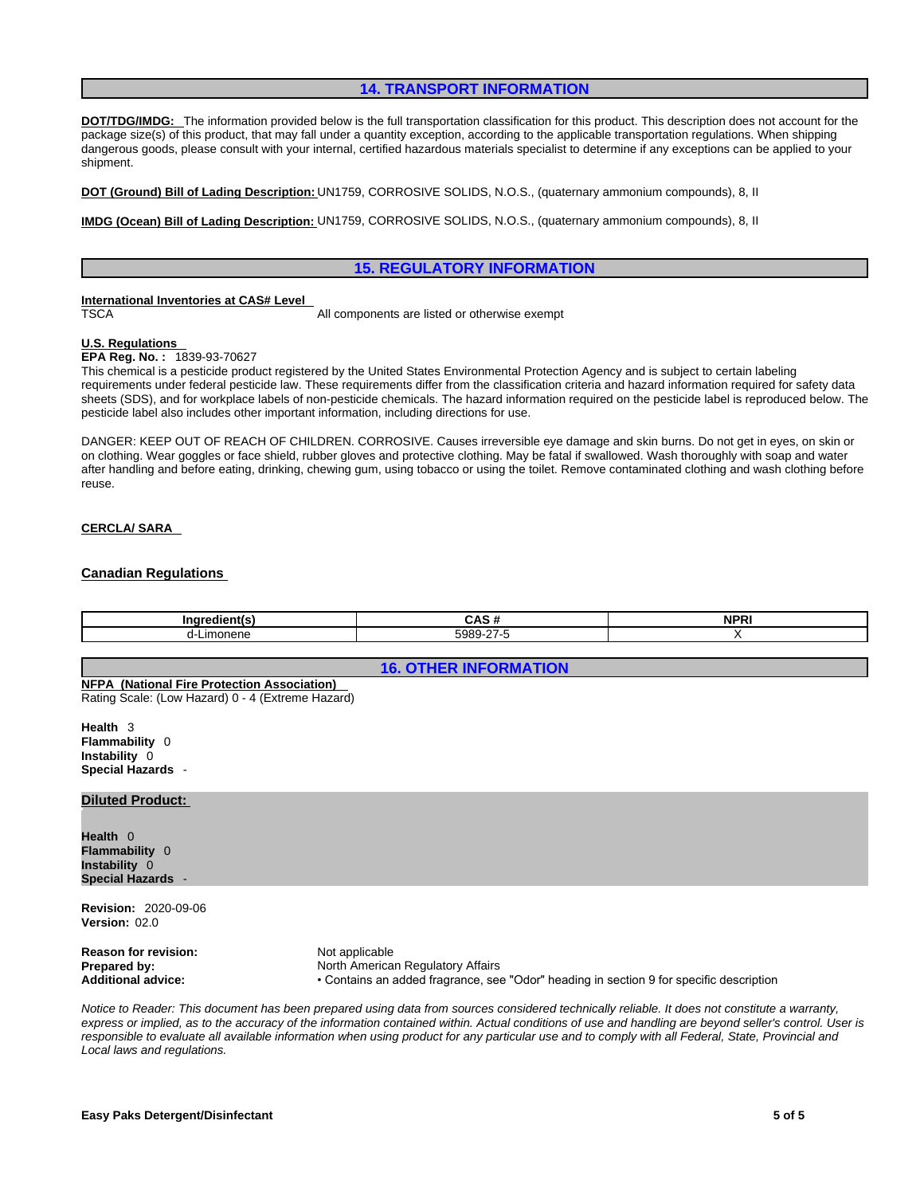## 14. TRANSPORT INFORMATION

**DOT/TDG/IMDG:** The information provided below is the full transportation classification for this product. This description does not account for the package size(s) of this product, that may fall under a quantity exception, according to the applicable transportation regulations. When shipping dangerous goods, please consult with your internal, certified hazardous materials specialist to determine if any exceptions can be applied to your shipment.

**DOT (Ground) Bill of Lading Description:** UN1759, CORROSIVE SOLIDS, N.O.S., (quaternary ammonium compounds), 8, II

**IMDG (Ocean) Bill of Lading Description:** UN1759, CORROSIVE SOLIDS, N.O.S., (quaternary ammonium compounds), 8, II

## 15. REGULATORY INFORMATION

**International Inventories at CAS# Level**

TSCA — All components are listed or otherwise exempt

**U.S. Regulations**

**EPA Reg. No. :** 1839-93-70627

This chemical is a pesticide product registered by the United States Environmental Protection Agency and is subject to certain labeling requirements under federal pesticide law. These requirements differ from the classification criteria and hazard information required for safety data sheets (SDS), and for workplace labels of non-pesticide chemicals. The hazard information required on the pesticide label is reproduced below. The pesticide label also includes other important information, including directions for use.

DANGER: KEEP OUT OF REACH OF CHILDREN. CORROSIVE. Causes irreversible eye damage and skin burns. Do not get in eyes, on skin or on clothing. Wear goggles or face shield, rubber gloves and protective clothing. May be fatal if swallowed. Wash thoroughly with soap and water after handling and before eating, drinking, chewing gum, using tobacco or using the toilet. Remove contaminated clothing and wash clothing before reuse.

**CERCLA/ SARA**

**Canadian Regulations**

| Ingredient(s) | CAS # | NPRI |
|---|---|---|
| d-Limonene | 5989-27-5 | X |

## 16. OTHER INFORMATION

**NFPA (National Fire Protection Association)**

Rating Scale: (Low Hazard) 0 - 4 (Extreme Hazard)

**Health** 3
**Flammability** 0
**Instability** 0
**Special Hazards** -

**Diluted Product:**

**Health** 0
**Flammability** 0
**Instability** 0
**Special Hazards** -

**Revision:** 2020-09-06
**Version:** 02.0

**Reason for revision:** Not applicable
**Prepared by:** North American Regulatory Affairs
**Additional advice:** • Contains an added fragrance, see "Odor" heading in section 9 for specific description

*Notice to Reader: This document has been prepared using data from sources considered technically reliable. It does not constitute a warranty, express or implied, as to the accuracy of the information contained within. Actual conditions of use and handling are beyond seller's control. User is responsible to evaluate all available information when using product for any particular use and to comply with all Federal, State, Provincial and Local laws and regulations.*